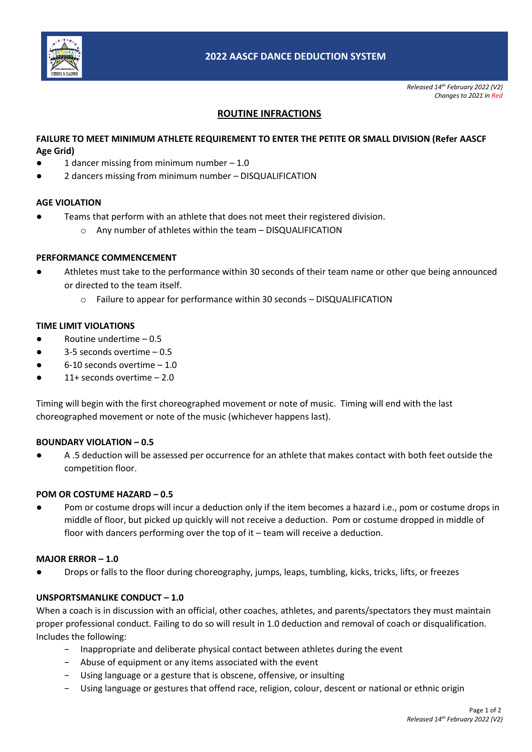# 2022 AASCF DANCE DEDUCTION SYSTEM

*Released 14th February 2022 (V2)*
*Changes to 2021 in Red*

## ROUTINE INFRACTIONS

### FAILURE TO MEET MINIMUM ATHLETE REQUIREMENT TO ENTER THE PETITE OR SMALL DIVISION (Refer AASCF Age Grid)

- 1 dancer missing from minimum number – 1.0
- 2 dancers missing from minimum number – DISQUALIFICATION

### AGE VIOLATION

- Teams that perform with an athlete that does not meet their registered division.
  - Any number of athletes within the team – DISQUALIFICATION

### PERFORMANCE COMMENCEMENT

- Athletes must take to the performance within 30 seconds of their team name or other que being announced or directed to the team itself.
  - Failure to appear for performance within 30 seconds – DISQUALIFICATION

### TIME LIMIT VIOLATIONS

- Routine undertime – 0.5
- 3-5 seconds overtime – 0.5
- 6-10 seconds overtime – 1.0
- 11+ seconds overtime – 2.0

Timing will begin with the first choreographed movement or note of music. Timing will end with the last choreographed movement or note of the music (whichever happens last).

### BOUNDARY VIOLATION – 0.5

- A .5 deduction will be assessed per occurrence for an athlete that makes contact with both feet outside the competition floor.

### POM OR COSTUME HAZARD – 0.5

- Pom or costume drops will incur a deduction only if the item becomes a hazard i.e., pom or costume drops in middle of floor, but picked up quickly will not receive a deduction. Pom or costume dropped in middle of floor with dancers performing over the top of it – team will receive a deduction.

### MAJOR ERROR – 1.0

- Drops or falls to the floor during choreography, jumps, leaps, tumbling, kicks, tricks, lifts, or freezes

### UNSPORTSMANLIKE CONDUCT – 1.0

When a coach is in discussion with an official, other coaches, athletes, and parents/spectators they must maintain proper professional conduct. Failing to do so will result in 1.0 deduction and removal of coach or disqualification. Includes the following:

- Inappropriate and deliberate physical contact between athletes during the event
- Abuse of equipment or any items associated with the event
- Using language or a gesture that is obscene, offensive, or insulting
- Using language or gestures that offend race, religion, colour, descent or national or ethnic origin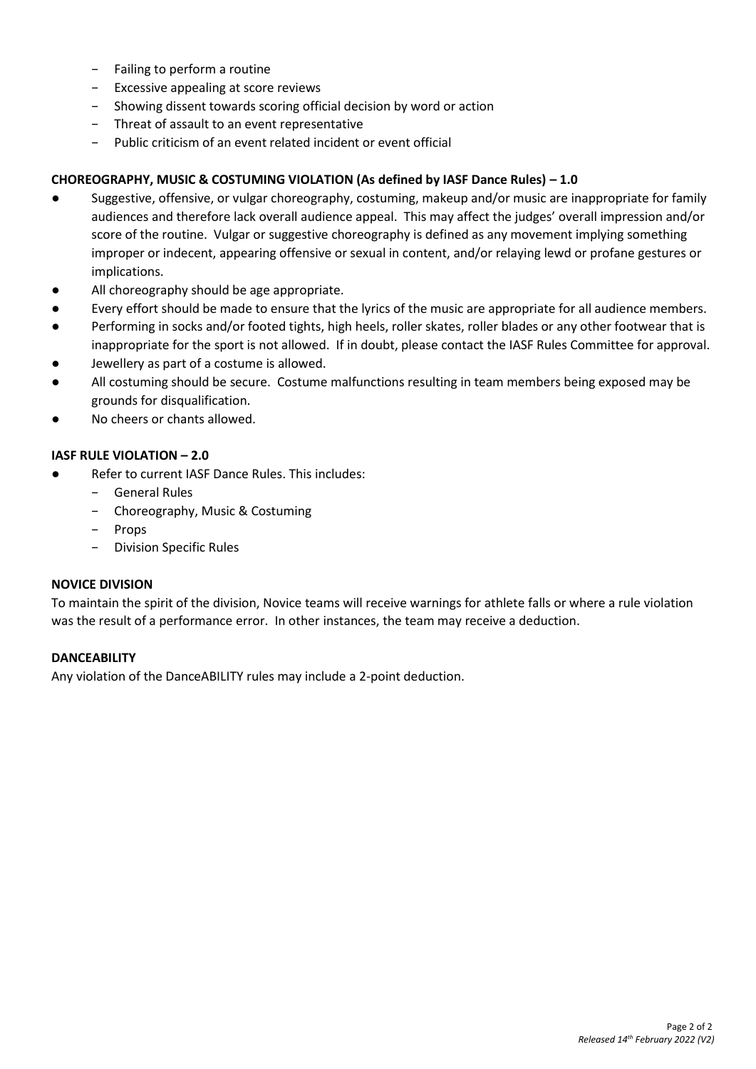- Failing to perform a routine
- Excessive appealing at score reviews
- Showing dissent towards scoring official decision by word or action
- Threat of assault to an event representative
- Public criticism of an event related incident or event official

**CHOREOGRAPHY, MUSIC & COSTUMING VIOLATION (As defined by IASF Dance Rules) – 1.0**

- Suggestive, offensive, or vulgar choreography, costuming, makeup and/or music are inappropriate for family audiences and therefore lack overall audience appeal. This may affect the judges' overall impression and/or score of the routine. Vulgar or suggestive choreography is defined as any movement implying something improper or indecent, appearing offensive or sexual in content, and/or relaying lewd or profane gestures or implications.
- All choreography should be age appropriate.
- Every effort should be made to ensure that the lyrics of the music are appropriate for all audience members.
- Performing in socks and/or footed tights, high heels, roller skates, roller blades or any other footwear that is inappropriate for the sport is not allowed. If in doubt, please contact the IASF Rules Committee for approval.
- Jewellery as part of a costume is allowed.
- All costuming should be secure. Costume malfunctions resulting in team members being exposed may be grounds for disqualification.
- No cheers or chants allowed.

**IASF RULE VIOLATION – 2.0**

- Refer to current IASF Dance Rules. This includes:
  - General Rules
  - Choreography, Music & Costuming
  - Props
  - Division Specific Rules

**NOVICE DIVISION**

To maintain the spirit of the division, Novice teams will receive warnings for athlete falls or where a rule violation was the result of a performance error. In other instances, the team may receive a deduction.

**DANCEABILITY**

Any violation of the DanceABILITY rules may include a 2-point deduction.

*Released 14th February 2022 (V2)*